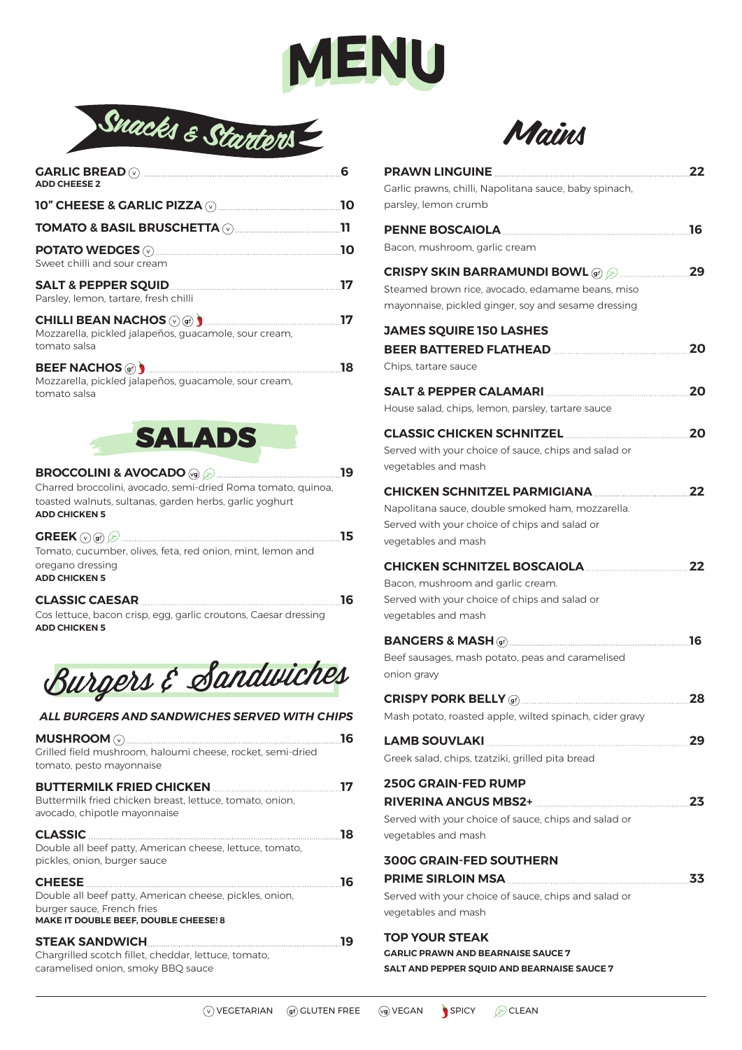# MENU

## Snacks & Starters

**GARLIC BREAD** (v) ... 6
**ADD CHEESE 2**

**10" CHEESE & GARLIC PIZZA** (v) ... 10

**TOMATO & BASIL BRUSCHETTA** (v) ... 11

**POTATO WEDGES** (v) ... 10
Sweet chilli and sour cream

**SALT & PEPPER SQUID** ... 17
Parsley, lemon, tartare, fresh chilli

**CHILLI BEAN NACHOS** (v) (gf) (spicy) ... 17
Mozzarella, pickled jalapeños, guacamole, sour cream, tomato salsa

**BEEF NACHOS** (gf) (spicy) ... 18
Mozzarella, pickled jalapeños, guacamole, sour cream, tomato salsa

## SALADS

**BROCCOLINI & AVOCADO** (vg) (clean) ... 19
Charred broccolini, avocado, semi-dried Roma tomato, quinoa, toasted walnuts, sultanas, garden herbs, garlic yoghurt
**ADD CHICKEN 5**

**GREEK** (v) (gf) (clean) ... 15
Tomato, cucumber, olives, feta, red onion, mint, lemon and oregano dressing
**ADD CHICKEN 5**

**CLASSIC CAESAR** ... 16
Cos lettuce, bacon crisp, egg, garlic croutons, Caesar dressing
**ADD CHICKEN 5**

## Burgers & Sandwiches

***ALL BURGERS AND SANDWICHES SERVED WITH CHIPS***

**MUSHROOM** (v) ... 16
Grilled field mushroom, haloumi cheese, rocket, semi-dried tomato, pesto mayonnaise

**BUTTERMILK FRIED CHICKEN** ... 17
Buttermilk fried chicken breast, lettuce, tomato, onion, avocado, chipotle mayonnaise

**CLASSIC** ... 18
Double all beef patty, American cheese, lettuce, tomato, pickles, onion, burger sauce

**CHEESE** ... 16
Double all beef patty, American cheese, pickles, onion, burger sauce, French fries
**MAKE IT DOUBLE BEEF, DOUBLE CHEESE! 8**

**STEAK SANDWICH** ... 19
Chargrilled scotch fillet, cheddar, lettuce, tomato, caramelised onion, smoky BBQ sauce

## Mains

**PRAWN LINGUINE** ... 22
Garlic prawns, chilli, Napolitana sauce, baby spinach, parsley, lemon crumb

**PENNE BOSCAIOLA** ... 16
Bacon, mushroom, garlic cream

**CRISPY SKIN BARRAMUNDI BOWL** (gf) (clean) ... 29
Steamed brown rice, avocado, edamame beans, miso mayonnaise, pickled ginger, soy and sesame dressing

**JAMES SQUIRE 150 LASHES BEER BATTERED FLATHEAD** ... 20
Chips, tartare sauce

**SALT & PEPPER CALAMARI** ... 20
House salad, chips, lemon, parsley, tartare sauce

**CLASSIC CHICKEN SCHNITZEL** ... 20
Served with your choice of sauce, chips and salad or vegetables and mash

**CHICKEN SCHNITZEL PARMIGIANA** ... 22
Napolitana sauce, double smoked ham, mozzarella. Served with your choice of chips and salad or vegetables and mash

**CHICKEN SCHNITZEL BOSCAIOLA** ... 22
Bacon, mushroom and garlic cream. Served with your choice of chips and salad or vegetables and mash

**BANGERS & MASH** (gf) ... 16
Beef sausages, mash potato, peas and caramelised onion gravy

**CRISPY PORK BELLY** (gf) ... 28
Mash potato, roasted apple, wilted spinach, cider gravy

**LAMB SOUVLAKI** ... 29
Greek salad, chips, tzatziki, grilled pita bread

**250G GRAIN-FED RUMP RIVERINA ANGUS MBS2+** ... 23
Served with your choice of sauce, chips and salad or vegetables and mash

**300G GRAIN-FED SOUTHERN PRIME SIRLOIN MSA** ... 33
Served with your choice of sauce, chips and salad or vegetables and mash

**TOP YOUR STEAK**
**GARLIC PRAWN AND BEARNAISE SAUCE 7**
**SALT AND PEPPER SQUID AND BEARNAISE SAUCE 7**

---

(v) VEGETARIAN (gf) GLUTEN FREE (vg) VEGAN (spicy) SPICY (clean) CLEAN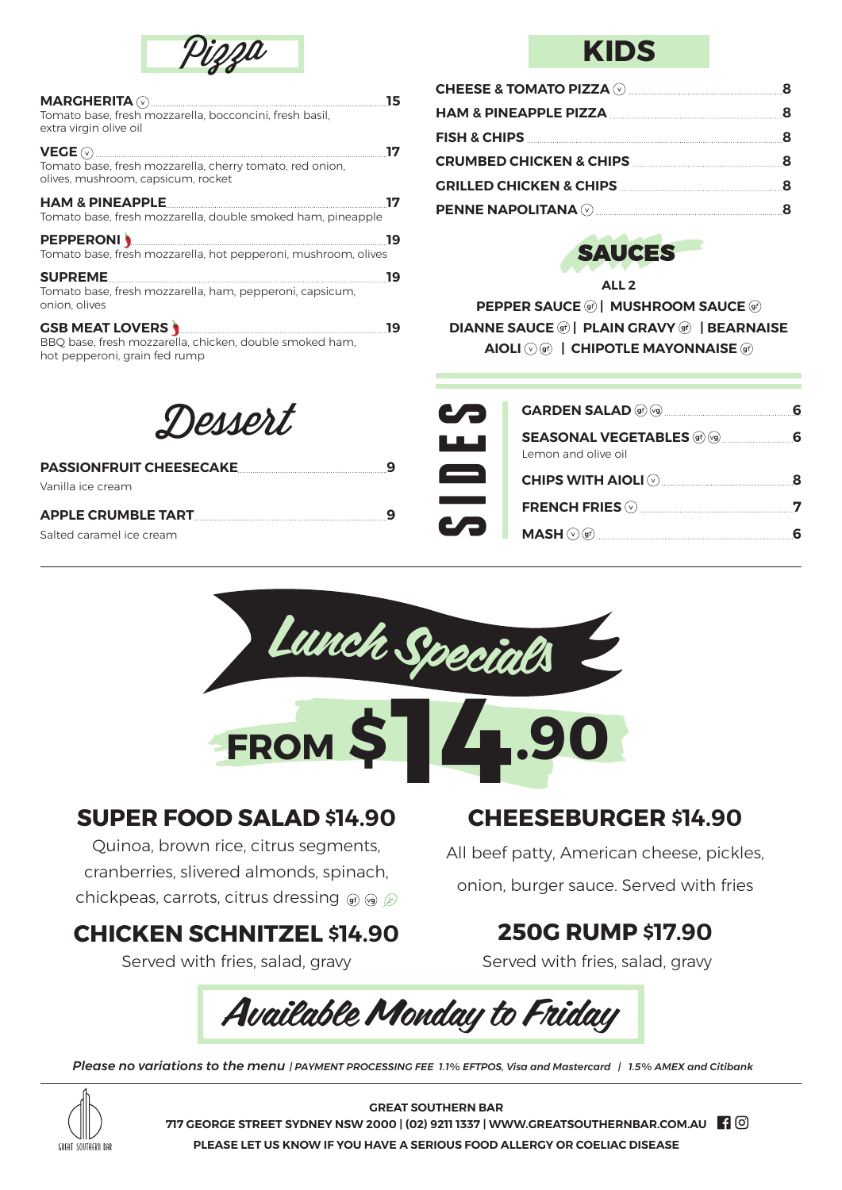## Pizza

**MARGHERITA** (v) — 15
Tomato base, fresh mozzarella, bocconcini, fresh basil, extra virgin olive oil

**VEGE** (v) — 17
Tomato base, fresh mozzarella, cherry tomato, red onion, olives, mushroom, capsicum, rocket

**HAM & PINEAPPLE** — 17
Tomato base, fresh mozzarella, double smoked ham, pineapple

**PEPPERONI** 🌶 — 19
Tomato base, fresh mozzarella, hot pepperoni, mushroom, olives

**SUPREME** — 19
Tomato base, fresh mozzarella, ham, pepperoni, capsicum, onion, olives

**GSB MEAT LOVERS** 🌶 — 19
BBQ base, fresh mozzarella, chicken, double smoked ham, hot pepperoni, grain fed rump

## Dessert

**PASSIONFRUIT CHEESECAKE** — 9
Vanilla ice cream

**APPLE CRUMBLE TART** — 9
Salted caramel ice cream

## KIDS

| | |
|---|---|
| CHEESE & TOMATO PIZZA (v) | 8 |
| HAM & PINEAPPLE PIZZA | 8 |
| FISH & CHIPS | 8 |
| CRUMBED CHICKEN & CHIPS | 8 |
| GRILLED CHICKEN & CHIPS | 8 |
| PENNE NAPOLITANA (v) | 8 |

## SAUCES

**ALL 2**

**PEPPER SAUCE** (gf) | **MUSHROOM SAUCE** (gf)
**DIANNE SAUCE** (gf) | **PLAIN GRAVY** (gf) | **BEARNAISE**
**AIOLI** (v) (gf) | **CHIPOTLE MAYONNAISE** (gf)

## SIDES

**GARDEN SALAD** (gf) (vg) — 6

**SEASONAL VEGETABLES** (gf) (vg) — 6
Lemon and olive oil

**CHIPS WITH AIOLI** (v) — 8

**FRENCH FRIES** (v) — 7

**MASH** (v) (gf) — 6

## Lunch Specials

### FROM $14.90

**SUPER FOOD SALAD $14.90**
Quinoa, brown rice, citrus segments, cranberries, slivered almonds, spinach, chickpeas, carrots, citrus dressing (gf) (vg)

**CHEESEBURGER $14.90**
All beef patty, American cheese, pickles, onion, burger sauce. Served with fries

**CHICKEN SCHNITZEL $14.90**
Served with fries, salad, gravy

**250G RUMP $17.90**
Served with fries, salad, gravy

*Available Monday to Friday*

*Please no variations to the menu* | *PAYMENT PROCESSING FEE 1.1% EFTPOS, Visa and Mastercard | 1.5% AMEX and Citibank*

**GREAT SOUTHERN BAR**
**717 GEORGE STREET SYDNEY NSW 2000 | (02) 9211 1337 | WWW.GREATSOUTHERNBAR.COM.AU**
**PLEASE LET US KNOW IF YOU HAVE A SERIOUS FOOD ALLERGY OR COELIAC DISEASE**